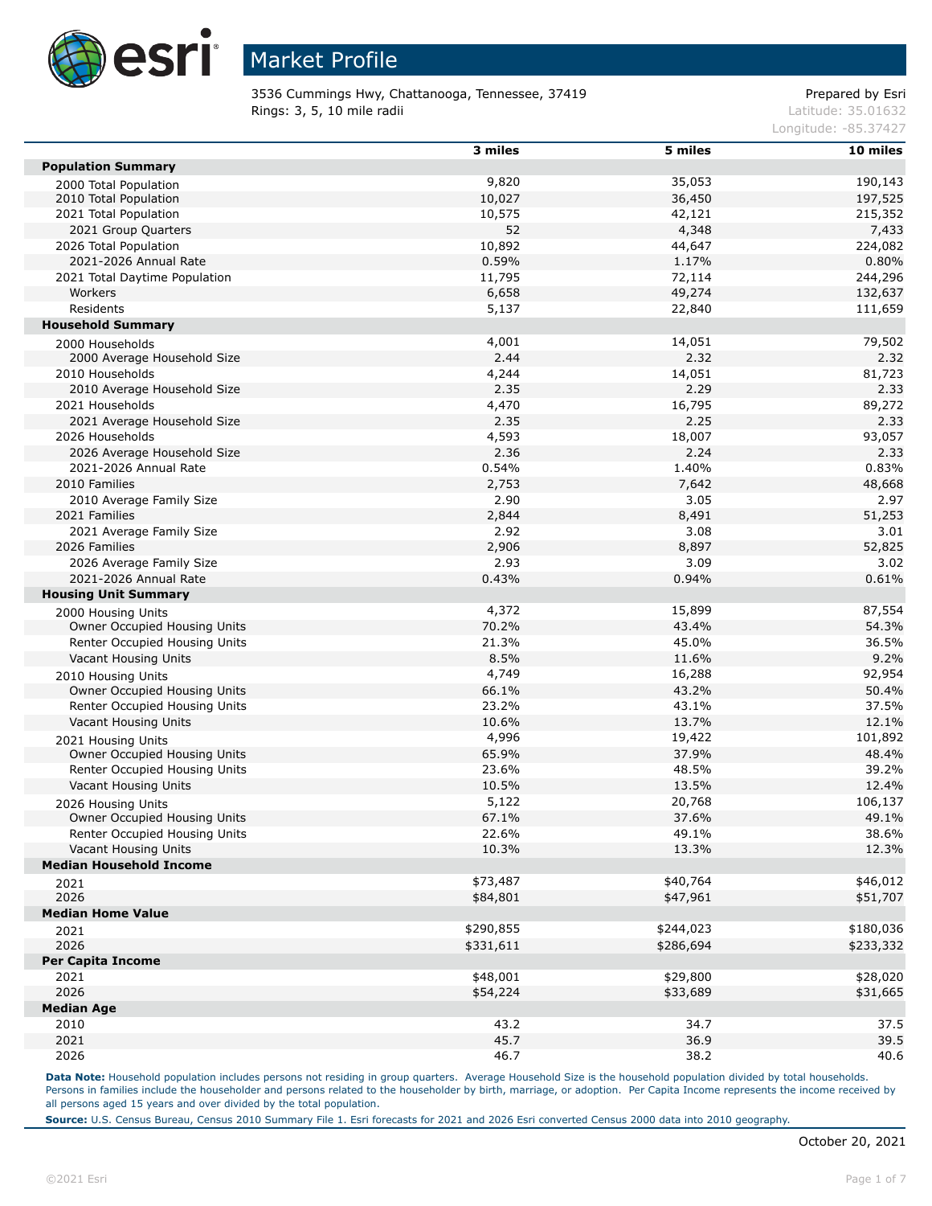# Market Profile

3536 Cummings Hwy, Chattanooga, Tennessee, 37419
Rings: 3, 5, 10 mile radii

Prepared by Esri
Latitude: 35.01632
Longitude: -85.37427

| | 3 miles | 5 miles | 10 miles |
|---|---|---|---|
| **Population Summary** | | | |
| 2000 Total Population | 9,820 | 35,053 | 190,143 |
| 2010 Total Population | 10,027 | 36,450 | 197,525 |
| 2021 Total Population | 10,575 | 42,121 | 215,352 |
| 2021 Group Quarters | 52 | 4,348 | 7,433 |
| 2026 Total Population | 10,892 | 44,647 | 224,082 |
| 2021-2026 Annual Rate | 0.59% | 1.17% | 0.80% |
| 2021 Total Daytime Population | 11,795 | 72,114 | 244,296 |
| Workers | 6,658 | 49,274 | 132,637 |
| Residents | 5,137 | 22,840 | 111,659 |
| **Household Summary** | | | |
| 2000 Households | 4,001 | 14,051 | 79,502 |
| 2000 Average Household Size | 2.44 | 2.32 | 2.32 |
| 2010 Households | 4,244 | 14,051 | 81,723 |
| 2010 Average Household Size | 2.35 | 2.29 | 2.33 |
| 2021 Households | 4,470 | 16,795 | 89,272 |
| 2021 Average Household Size | 2.35 | 2.25 | 2.33 |
| 2026 Households | 4,593 | 18,007 | 93,057 |
| 2026 Average Household Size | 2.36 | 2.24 | 2.33 |
| 2021-2026 Annual Rate | 0.54% | 1.40% | 0.83% |
| 2010 Families | 2,753 | 7,642 | 48,668 |
| 2010 Average Family Size | 2.90 | 3.05 | 2.97 |
| 2021 Families | 2,844 | 8,491 | 51,253 |
| 2021 Average Family Size | 2.92 | 3.08 | 3.01 |
| 2026 Families | 2,906 | 8,897 | 52,825 |
| 2026 Average Family Size | 2.93 | 3.09 | 3.02 |
| 2021-2026 Annual Rate | 0.43% | 0.94% | 0.61% |
| **Housing Unit Summary** | | | |
| 2000 Housing Units | 4,372 | 15,899 | 87,554 |
| Owner Occupied Housing Units | 70.2% | 43.4% | 54.3% |
| Renter Occupied Housing Units | 21.3% | 45.0% | 36.5% |
| Vacant Housing Units | 8.5% | 11.6% | 9.2% |
| 2010 Housing Units | 4,749 | 16,288 | 92,954 |
| Owner Occupied Housing Units | 66.1% | 43.2% | 50.4% |
| Renter Occupied Housing Units | 23.2% | 43.1% | 37.5% |
| Vacant Housing Units | 10.6% | 13.7% | 12.1% |
| 2021 Housing Units | 4,996 | 19,422 | 101,892 |
| Owner Occupied Housing Units | 65.9% | 37.9% | 48.4% |
| Renter Occupied Housing Units | 23.6% | 48.5% | 39.2% |
| Vacant Housing Units | 10.5% | 13.5% | 12.4% |
| 2026 Housing Units | 5,122 | 20,768 | 106,137 |
| Owner Occupied Housing Units | 67.1% | 37.6% | 49.1% |
| Renter Occupied Housing Units | 22.6% | 49.1% | 38.6% |
| Vacant Housing Units | 10.3% | 13.3% | 12.3% |
| **Median Household Income** | | | |
| 2021 | $73,487 | $40,764 | $46,012 |
| 2026 | $84,801 | $47,961 | $51,707 |
| **Median Home Value** | | | |
| 2021 | $290,855 | $244,023 | $180,036 |
| 2026 | $331,611 | $286,694 | $233,332 |
| **Per Capita Income** | | | |
| 2021 | $48,001 | $29,800 | $28,020 |
| 2026 | $54,224 | $33,689 | $31,665 |
| **Median Age** | | | |
| 2010 | 43.2 | 34.7 | 37.5 |
| 2021 | 45.7 | 36.9 | 39.5 |
| 2026 | 46.7 | 38.2 | 40.6 |

**Data Note:** Household population includes persons not residing in group quarters. Average Household Size is the household population divided by total households. Persons in families include the householder and persons related to the householder by birth, marriage, or adoption. Per Capita Income represents the income received by all persons aged 15 years and over divided by the total population.

**Source:** U.S. Census Bureau, Census 2010 Summary File 1. Esri forecasts for 2021 and 2026 Esri converted Census 2000 data into 2010 geography.

October 20, 2021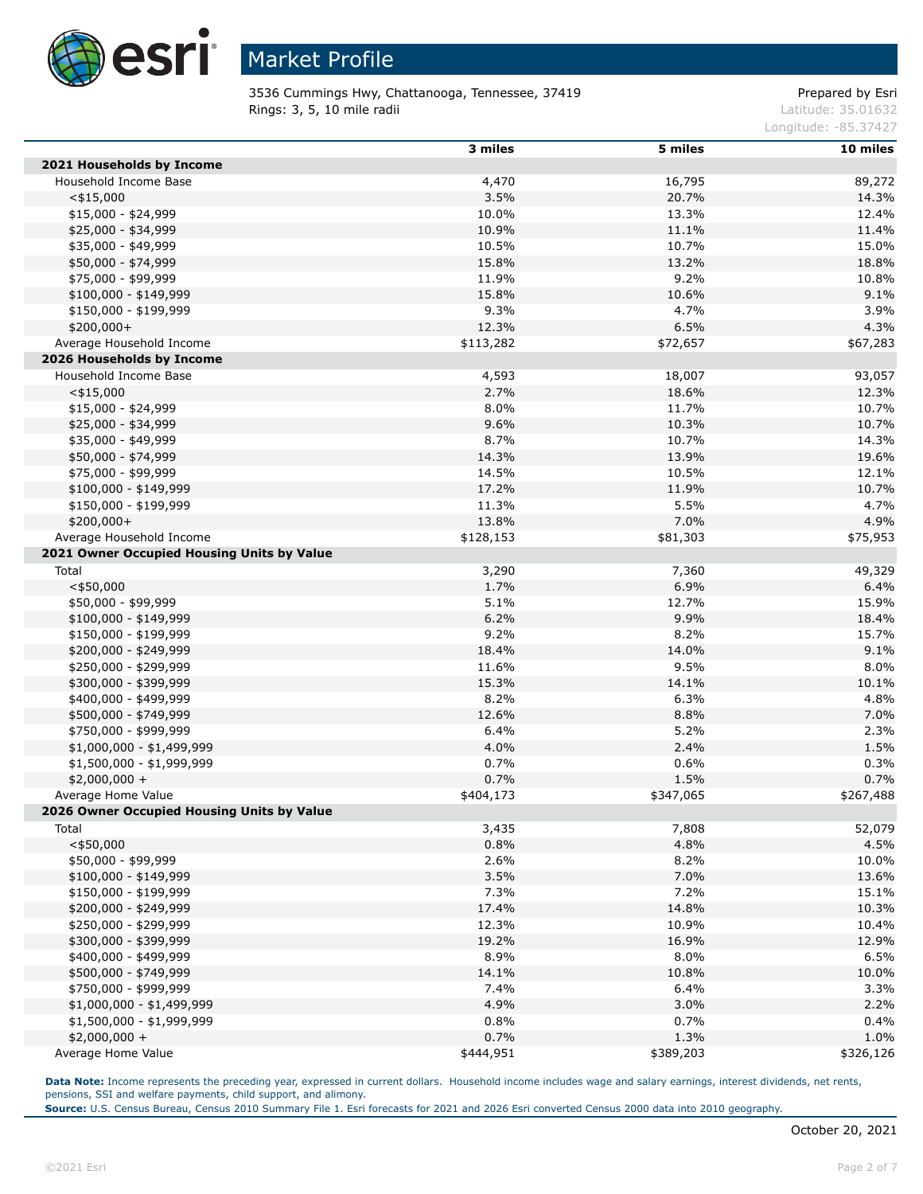# Market Profile

3536 Cummings Hwy, Chattanooga, Tennessee, 37419
Rings: 3, 5, 10 mile radii

Prepared by Esri
Latitude: 35.01632
Longitude: -85.37427

| | 3 miles | 5 miles | 10 miles |
|---|---|---|---|
| **2021 Households by Income** | | | |
| Household Income Base | 4,470 | 16,795 | 89,272 |
| <$15,000 | 3.5% | 20.7% | 14.3% |
| $15,000 - $24,999 | 10.0% | 13.3% | 12.4% |
| $25,000 - $34,999 | 10.9% | 11.1% | 11.4% |
| $35,000 - $49,999 | 10.5% | 10.7% | 15.0% |
| $50,000 - $74,999 | 15.8% | 13.2% | 18.8% |
| $75,000 - $99,999 | 11.9% | 9.2% | 10.8% |
| $100,000 - $149,999 | 15.8% | 10.6% | 9.1% |
| $150,000 - $199,999 | 9.3% | 4.7% | 3.9% |
| $200,000+ | 12.3% | 6.5% | 4.3% |
| Average Household Income | $113,282 | $72,657 | $67,283 |
| **2026 Households by Income** | | | |
| Household Income Base | 4,593 | 18,007 | 93,057 |
| <$15,000 | 2.7% | 18.6% | 12.3% |
| $15,000 - $24,999 | 8.0% | 11.7% | 10.7% |
| $25,000 - $34,999 | 9.6% | 10.3% | 10.7% |
| $35,000 - $49,999 | 8.7% | 10.7% | 14.3% |
| $50,000 - $74,999 | 14.3% | 13.9% | 19.6% |
| $75,000 - $99,999 | 14.5% | 10.5% | 12.1% |
| $100,000 - $149,999 | 17.2% | 11.9% | 10.7% |
| $150,000 - $199,999 | 11.3% | 5.5% | 4.7% |
| $200,000+ | 13.8% | 7.0% | 4.9% |
| Average Household Income | $128,153 | $81,303 | $75,953 |
| **2021 Owner Occupied Housing Units by Value** | | | |
| Total | 3,290 | 7,360 | 49,329 |
| <$50,000 | 1.7% | 6.9% | 6.4% |
| $50,000 - $99,999 | 5.1% | 12.7% | 15.9% |
| $100,000 - $149,999 | 6.2% | 9.9% | 18.4% |
| $150,000 - $199,999 | 9.2% | 8.2% | 15.7% |
| $200,000 - $249,999 | 18.4% | 14.0% | 9.1% |
| $250,000 - $299,999 | 11.6% | 9.5% | 8.0% |
| $300,000 - $399,999 | 15.3% | 14.1% | 10.1% |
| $400,000 - $499,999 | 8.2% | 6.3% | 4.8% |
| $500,000 - $749,999 | 12.6% | 8.8% | 7.0% |
| $750,000 - $999,999 | 6.4% | 5.2% | 2.3% |
| $1,000,000 - $1,499,999 | 4.0% | 2.4% | 1.5% |
| $1,500,000 - $1,999,999 | 0.7% | 0.6% | 0.3% |
| $2,000,000 + | 0.7% | 1.5% | 0.7% |
| Average Home Value | $404,173 | $347,065 | $267,488 |
| **2026 Owner Occupied Housing Units by Value** | | | |
| Total | 3,435 | 7,808 | 52,079 |
| <$50,000 | 0.8% | 4.8% | 4.5% |
| $50,000 - $99,999 | 2.6% | 8.2% | 10.0% |
| $100,000 - $149,999 | 3.5% | 7.0% | 13.6% |
| $150,000 - $199,999 | 7.3% | 7.2% | 15.1% |
| $200,000 - $249,999 | 17.4% | 14.8% | 10.3% |
| $250,000 - $299,999 | 12.3% | 10.9% | 10.4% |
| $300,000 - $399,999 | 19.2% | 16.9% | 12.9% |
| $400,000 - $499,999 | 8.9% | 8.0% | 6.5% |
| $500,000 - $749,999 | 14.1% | 10.8% | 10.0% |
| $750,000 - $999,999 | 7.4% | 6.4% | 3.3% |
| $1,000,000 - $1,499,999 | 4.9% | 3.0% | 2.2% |
| $1,500,000 - $1,999,999 | 0.8% | 0.7% | 0.4% |
| $2,000,000 + | 0.7% | 1.3% | 1.0% |
| Average Home Value | $444,951 | $389,203 | $326,126 |

**Data Note:** Income represents the preceding year, expressed in current dollars. Household income includes wage and salary earnings, interest dividends, net rents, pensions, SSI and welfare payments, child support, and alimony.
**Source:** U.S. Census Bureau, Census 2010 Summary File 1. Esri forecasts for 2021 and 2026 Esri converted Census 2000 data into 2010 geography.

October 20, 2021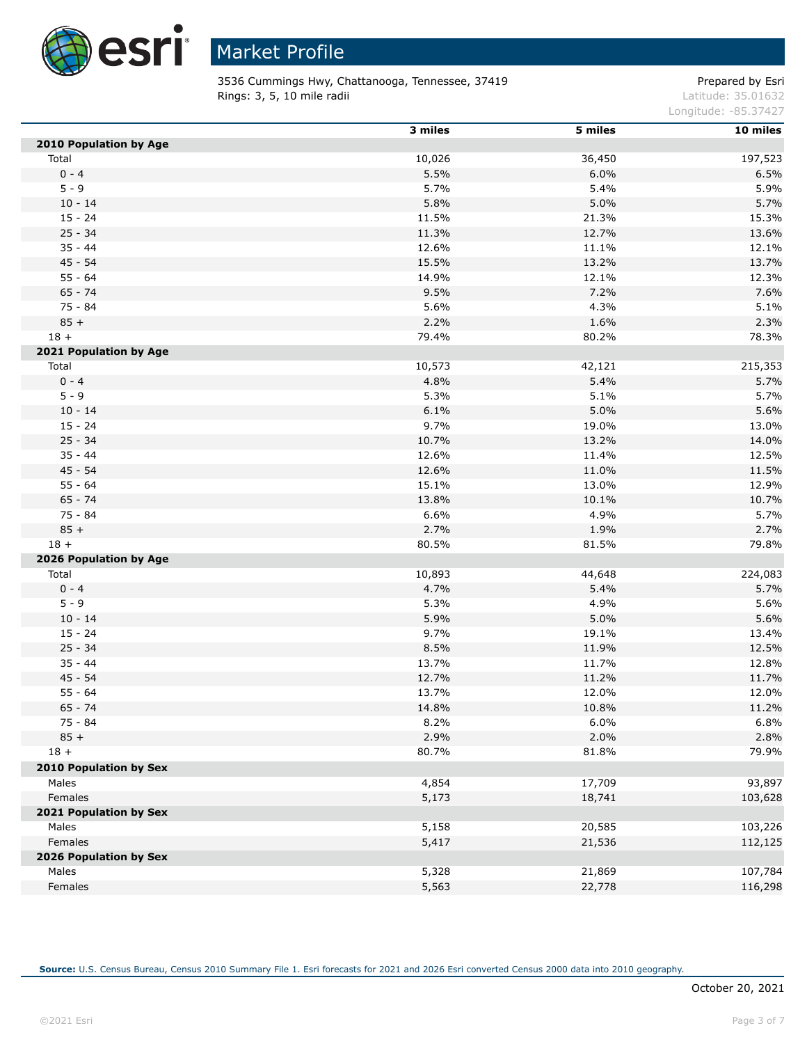# Market Profile

3536 Cummings Hwy, Chattanooga, Tennessee, 37419
Rings: 3, 5, 10 mile radii

Prepared by Esri
Latitude: 35.01632
Longitude: -85.37427

| | 3 miles | 5 miles | 10 miles |
|---|---|---|---|
| **2010 Population by Age** | | | |
| Total | 10,026 | 36,450 | 197,523 |
| 0 - 4 | 5.5% | 6.0% | 6.5% |
| 5 - 9 | 5.7% | 5.4% | 5.9% |
| 10 - 14 | 5.8% | 5.0% | 5.7% |
| 15 - 24 | 11.5% | 21.3% | 15.3% |
| 25 - 34 | 11.3% | 12.7% | 13.6% |
| 35 - 44 | 12.6% | 11.1% | 12.1% |
| 45 - 54 | 15.5% | 13.2% | 13.7% |
| 55 - 64 | 14.9% | 12.1% | 12.3% |
| 65 - 74 | 9.5% | 7.2% | 7.6% |
| 75 - 84 | 5.6% | 4.3% | 5.1% |
| 85 + | 2.2% | 1.6% | 2.3% |
| 18 + | 79.4% | 80.2% | 78.3% |
| **2021 Population by Age** | | | |
| Total | 10,573 | 42,121 | 215,353 |
| 0 - 4 | 4.8% | 5.4% | 5.7% |
| 5 - 9 | 5.3% | 5.1% | 5.7% |
| 10 - 14 | 6.1% | 5.0% | 5.6% |
| 15 - 24 | 9.7% | 19.0% | 13.0% |
| 25 - 34 | 10.7% | 13.2% | 14.0% |
| 35 - 44 | 12.6% | 11.4% | 12.5% |
| 45 - 54 | 12.6% | 11.0% | 11.5% |
| 55 - 64 | 15.1% | 13.0% | 12.9% |
| 65 - 74 | 13.8% | 10.1% | 10.7% |
| 75 - 84 | 6.6% | 4.9% | 5.7% |
| 85 + | 2.7% | 1.9% | 2.7% |
| 18 + | 80.5% | 81.5% | 79.8% |
| **2026 Population by Age** | | | |
| Total | 10,893 | 44,648 | 224,083 |
| 0 - 4 | 4.7% | 5.4% | 5.7% |
| 5 - 9 | 5.3% | 4.9% | 5.6% |
| 10 - 14 | 5.9% | 5.0% | 5.6% |
| 15 - 24 | 9.7% | 19.1% | 13.4% |
| 25 - 34 | 8.5% | 11.9% | 12.5% |
| 35 - 44 | 13.7% | 11.7% | 12.8% |
| 45 - 54 | 12.7% | 11.2% | 11.7% |
| 55 - 64 | 13.7% | 12.0% | 12.0% |
| 65 - 74 | 14.8% | 10.8% | 11.2% |
| 75 - 84 | 8.2% | 6.0% | 6.8% |
| 85 + | 2.9% | 2.0% | 2.8% |
| 18 + | 80.7% | 81.8% | 79.9% |
| **2010 Population by Sex** | | | |
| Males | 4,854 | 17,709 | 93,897 |
| Females | 5,173 | 18,741 | 103,628 |
| **2021 Population by Sex** | | | |
| Males | 5,158 | 20,585 | 103,226 |
| Females | 5,417 | 21,536 | 112,125 |
| **2026 Population by Sex** | | | |
| Males | 5,328 | 21,869 | 107,784 |
| Females | 5,563 | 22,778 | 116,298 |

**Source:** U.S. Census Bureau, Census 2010 Summary File 1. Esri forecasts for 2021 and 2026 Esri converted Census 2000 data into 2010 geography.

October 20, 2021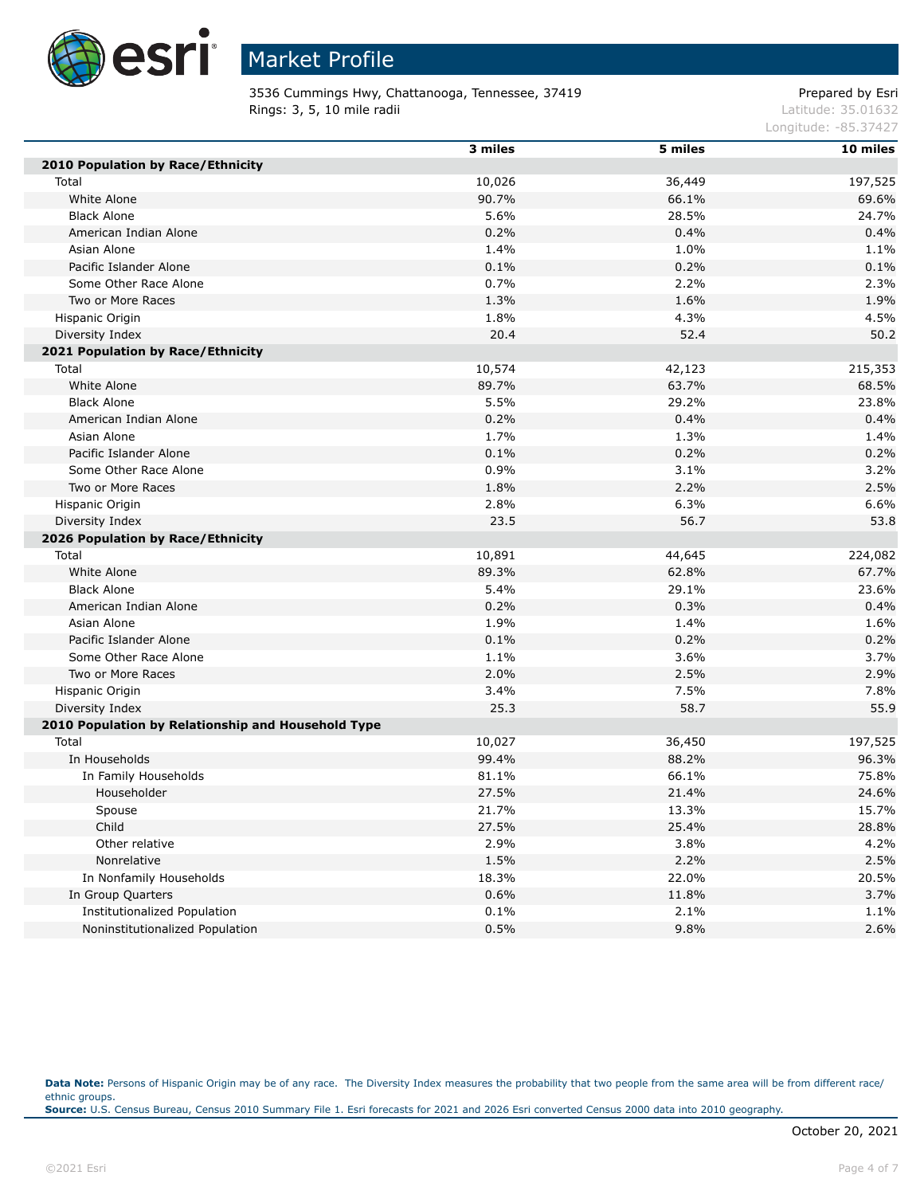# Market Profile

3536 Cummings Hwy, Chattanooga, Tennessee, 37419
Rings: 3, 5, 10 mile radii

Prepared by Esri
Latitude: 35.01632
Longitude: -85.37427

| | 3 miles | 5 miles | 10 miles |
|---|---|---|---|
| **2010 Population by Race/Ethnicity** | | | |
| Total | 10,026 | 36,449 | 197,525 |
| White Alone | 90.7% | 66.1% | 69.6% |
| Black Alone | 5.6% | 28.5% | 24.7% |
| American Indian Alone | 0.2% | 0.4% | 0.4% |
| Asian Alone | 1.4% | 1.0% | 1.1% |
| Pacific Islander Alone | 0.1% | 0.2% | 0.1% |
| Some Other Race Alone | 0.7% | 2.2% | 2.3% |
| Two or More Races | 1.3% | 1.6% | 1.9% |
| Hispanic Origin | 1.8% | 4.3% | 4.5% |
| Diversity Index | 20.4 | 52.4 | 50.2 |
| **2021 Population by Race/Ethnicity** | | | |
| Total | 10,574 | 42,123 | 215,353 |
| White Alone | 89.7% | 63.7% | 68.5% |
| Black Alone | 5.5% | 29.2% | 23.8% |
| American Indian Alone | 0.2% | 0.4% | 0.4% |
| Asian Alone | 1.7% | 1.3% | 1.4% |
| Pacific Islander Alone | 0.1% | 0.2% | 0.2% |
| Some Other Race Alone | 0.9% | 3.1% | 3.2% |
| Two or More Races | 1.8% | 2.2% | 2.5% |
| Hispanic Origin | 2.8% | 6.3% | 6.6% |
| Diversity Index | 23.5 | 56.7 | 53.8 |
| **2026 Population by Race/Ethnicity** | | | |
| Total | 10,891 | 44,645 | 224,082 |
| White Alone | 89.3% | 62.8% | 67.7% |
| Black Alone | 5.4% | 29.1% | 23.6% |
| American Indian Alone | 0.2% | 0.3% | 0.4% |
| Asian Alone | 1.9% | 1.4% | 1.6% |
| Pacific Islander Alone | 0.1% | 0.2% | 0.2% |
| Some Other Race Alone | 1.1% | 3.6% | 3.7% |
| Two or More Races | 2.0% | 2.5% | 2.9% |
| Hispanic Origin | 3.4% | 7.5% | 7.8% |
| Diversity Index | 25.3 | 58.7 | 55.9 |
| **2010 Population by Relationship and Household Type** | | | |
| Total | 10,027 | 36,450 | 197,525 |
| In Households | 99.4% | 88.2% | 96.3% |
| In Family Households | 81.1% | 66.1% | 75.8% |
| Householder | 27.5% | 21.4% | 24.6% |
| Spouse | 21.7% | 13.3% | 15.7% |
| Child | 27.5% | 25.4% | 28.8% |
| Other relative | 2.9% | 3.8% | 4.2% |
| Nonrelative | 1.5% | 2.2% | 2.5% |
| In Nonfamily Households | 18.3% | 22.0% | 20.5% |
| In Group Quarters | 0.6% | 11.8% | 3.7% |
| Institutionalized Population | 0.1% | 2.1% | 1.1% |
| Noninstitutionalized Population | 0.5% | 9.8% | 2.6% |

**Data Note:** Persons of Hispanic Origin may be of any race. The Diversity Index measures the probability that two people from the same area will be from different race/ethnic groups.
**Source:** U.S. Census Bureau, Census 2010 Summary File 1. Esri forecasts for 2021 and 2026 Esri converted Census 2000 data into 2010 geography.

October 20, 2021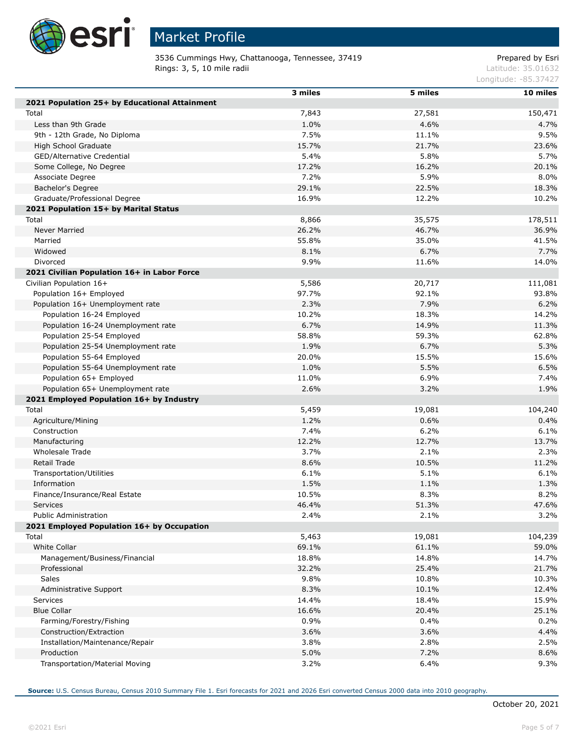# Market Profile

3536 Cummings Hwy, Chattanooga, Tennessee, 37419
Rings: 3, 5, 10 mile radii

Prepared by Esri
Latitude: 35.01632
Longitude: -85.37427

| | 3 miles | 5 miles | 10 miles |
|---|---|---|---|
| **2021 Population 25+ by Educational Attainment** | | | |
| Total | 7,843 | 27,581 | 150,471 |
| Less than 9th Grade | 1.0% | 4.6% | 4.7% |
| 9th - 12th Grade, No Diploma | 7.5% | 11.1% | 9.5% |
| High School Graduate | 15.7% | 21.7% | 23.6% |
| GED/Alternative Credential | 5.4% | 5.8% | 5.7% |
| Some College, No Degree | 17.2% | 16.2% | 20.1% |
| Associate Degree | 7.2% | 5.9% | 8.0% |
| Bachelor's Degree | 29.1% | 22.5% | 18.3% |
| Graduate/Professional Degree | 16.9% | 12.2% | 10.2% |
| **2021 Population 15+ by Marital Status** | | | |
| Total | 8,866 | 35,575 | 178,511 |
| Never Married | 26.2% | 46.7% | 36.9% |
| Married | 55.8% | 35.0% | 41.5% |
| Widowed | 8.1% | 6.7% | 7.7% |
| Divorced | 9.9% | 11.6% | 14.0% |
| **2021 Civilian Population 16+ in Labor Force** | | | |
| Civilian Population 16+ | 5,586 | 20,717 | 111,081 |
| Population 16+ Employed | 97.7% | 92.1% | 93.8% |
| Population 16+ Unemployment rate | 2.3% | 7.9% | 6.2% |
| Population 16-24 Employed | 10.2% | 18.3% | 14.2% |
| Population 16-24 Unemployment rate | 6.7% | 14.9% | 11.3% |
| Population 25-54 Employed | 58.8% | 59.3% | 62.8% |
| Population 25-54 Unemployment rate | 1.9% | 6.7% | 5.3% |
| Population 55-64 Employed | 20.0% | 15.5% | 15.6% |
| Population 55-64 Unemployment rate | 1.0% | 5.5% | 6.5% |
| Population 65+ Employed | 11.0% | 6.9% | 7.4% |
| Population 65+ Unemployment rate | 2.6% | 3.2% | 1.9% |
| **2021 Employed Population 16+ by Industry** | | | |
| Total | 5,459 | 19,081 | 104,240 |
| Agriculture/Mining | 1.2% | 0.6% | 0.4% |
| Construction | 7.4% | 6.2% | 6.1% |
| Manufacturing | 12.2% | 12.7% | 13.7% |
| Wholesale Trade | 3.7% | 2.1% | 2.3% |
| Retail Trade | 8.6% | 10.5% | 11.2% |
| Transportation/Utilities | 6.1% | 5.1% | 6.1% |
| Information | 1.5% | 1.1% | 1.3% |
| Finance/Insurance/Real Estate | 10.5% | 8.3% | 8.2% |
| Services | 46.4% | 51.3% | 47.6% |
| Public Administration | 2.4% | 2.1% | 3.2% |
| **2021 Employed Population 16+ by Occupation** | | | |
| Total | 5,463 | 19,081 | 104,239 |
| White Collar | 69.1% | 61.1% | 59.0% |
| Management/Business/Financial | 18.8% | 14.8% | 14.7% |
| Professional | 32.2% | 25.4% | 21.7% |
| Sales | 9.8% | 10.8% | 10.3% |
| Administrative Support | 8.3% | 10.1% | 12.4% |
| Services | 14.4% | 18.4% | 15.9% |
| Blue Collar | 16.6% | 20.4% | 25.1% |
| Farming/Forestry/Fishing | 0.9% | 0.4% | 0.2% |
| Construction/Extraction | 3.6% | 3.6% | 4.4% |
| Installation/Maintenance/Repair | 3.8% | 2.8% | 2.5% |
| Production | 5.0% | 7.2% | 8.6% |
| Transportation/Material Moving | 3.2% | 6.4% | 9.3% |

**Source:** U.S. Census Bureau, Census 2010 Summary File 1. Esri forecasts for 2021 and 2026 Esri converted Census 2000 data into 2010 geography.

October 20, 2021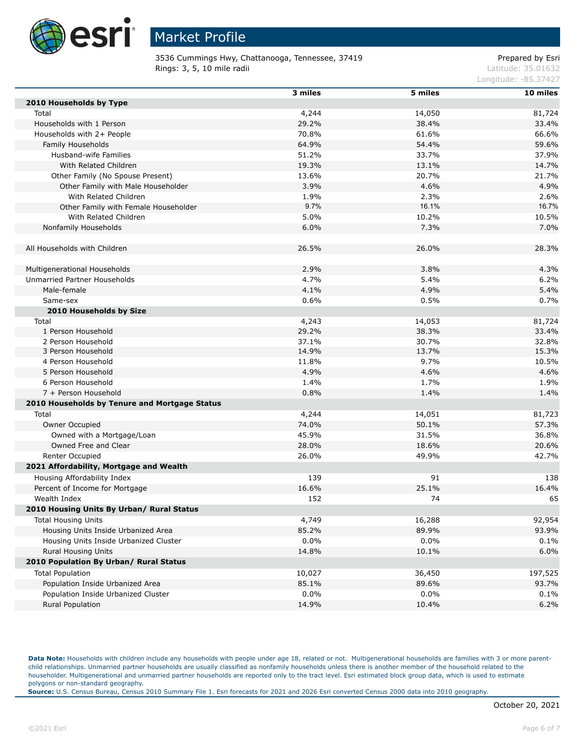# Market Profile

3536 Cummings Hwy, Chattanooga, Tennessee, 37419
Rings: 3, 5, 10 mile radii

Prepared by Esri
Latitude: 35.01632
Longitude: -85.37427

| | 3 miles | 5 miles | 10 miles |
|---|---|---|---|
| **2010 Households by Type** | | | |
| Total | 4,244 | 14,050 | 81,724 |
| Households with 1 Person | 29.2% | 38.4% | 33.4% |
| Households with 2+ People | 70.8% | 61.6% | 66.6% |
| Family Households | 64.9% | 54.4% | 59.6% |
| Husband-wife Families | 51.2% | 33.7% | 37.9% |
| With Related Children | 19.3% | 13.1% | 14.7% |
| Other Family (No Spouse Present) | 13.6% | 20.7% | 21.7% |
| Other Family with Male Householder | 3.9% | 4.6% | 4.9% |
| With Related Children | 1.9% | 2.3% | 2.6% |
| Other Family with Female Householder | 9.7% | 16.1% | 16.7% |
| With Related Children | 5.0% | 10.2% | 10.5% |
| Nonfamily Households | 6.0% | 7.3% | 7.0% |
| | | | |
| All Households with Children | 26.5% | 26.0% | 28.3% |
| | | | |
| Multigenerational Households | 2.9% | 3.8% | 4.3% |
| Unmarried Partner Households | 4.7% | 5.4% | 6.2% |
| Male-female | 4.1% | 4.9% | 5.4% |
| Same-sex | 0.6% | 0.5% | 0.7% |
| **2010 Households by Size** | | | |
| Total | 4,243 | 14,053 | 81,724 |
| 1 Person Household | 29.2% | 38.3% | 33.4% |
| 2 Person Household | 37.1% | 30.7% | 32.8% |
| 3 Person Household | 14.9% | 13.7% | 15.3% |
| 4 Person Household | 11.8% | 9.7% | 10.5% |
| 5 Person Household | 4.9% | 4.6% | 4.6% |
| 6 Person Household | 1.4% | 1.7% | 1.9% |
| 7 + Person Household | 0.8% | 1.4% | 1.4% |
| **2010 Households by Tenure and Mortgage Status** | | | |
| Total | 4,244 | 14,051 | 81,723 |
| Owner Occupied | 74.0% | 50.1% | 57.3% |
| Owned with a Mortgage/Loan | 45.9% | 31.5% | 36.8% |
| Owned Free and Clear | 28.0% | 18.6% | 20.6% |
| Renter Occupied | 26.0% | 49.9% | 42.7% |
| **2021 Affordability, Mortgage and Wealth** | | | |
| Housing Affordability Index | 139 | 91 | 138 |
| Percent of Income for Mortgage | 16.6% | 25.1% | 16.4% |
| Wealth Index | 152 | 74 | 65 |
| **2010 Housing Units By Urban/ Rural Status** | | | |
| Total Housing Units | 4,749 | 16,288 | 92,954 |
| Housing Units Inside Urbanized Area | 85.2% | 89.9% | 93.9% |
| Housing Units Inside Urbanized Cluster | 0.0% | 0.0% | 0.1% |
| Rural Housing Units | 14.8% | 10.1% | 6.0% |
| **2010 Population By Urban/ Rural Status** | | | |
| Total Population | 10,027 | 36,450 | 197,525 |
| Population Inside Urbanized Area | 85.1% | 89.6% | 93.7% |
| Population Inside Urbanized Cluster | 0.0% | 0.0% | 0.1% |
| Rural Population | 14.9% | 10.4% | 6.2% |

**Data Note:** Households with children include any households with people under age 18, related or not. Multigenerational households are families with 3 or more parent-child relationships. Unmarried partner households are usually classified as nonfamily households unless there is another member of the household related to the householder. Multigenerational and unmarried partner households are reported only to the tract level. Esri estimated block group data, which is used to estimate polygons or non-standard geography.
**Source:** U.S. Census Bureau, Census 2010 Summary File 1. Esri forecasts for 2021 and 2026 Esri converted Census 2000 data into 2010 geography.

October 20, 2021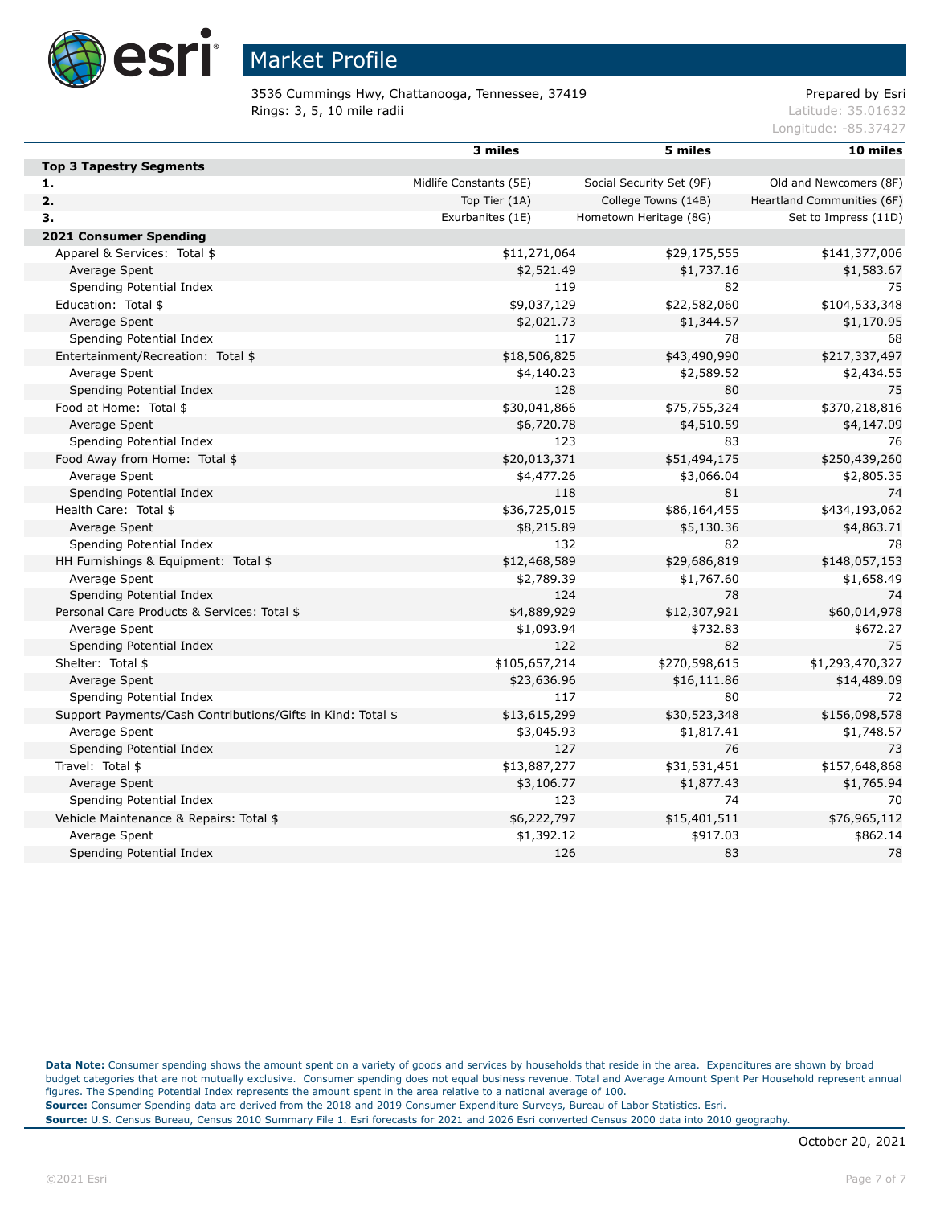# Market Profile

3536 Cummings Hwy, Chattanooga, Tennessee, 37419
Rings: 3, 5, 10 mile radii

Prepared by Esri
Latitude: 35.01632
Longitude: -85.37427

| | 3 miles | 5 miles | 10 miles |
|---|---|---|---|
| **Top 3 Tapestry Segments** | | | |
| **1.** | Midlife Constants (5E) | Social Security Set (9F) | Old and Newcomers (8F) |
| **2.** | Top Tier (1A) | College Towns (14B) | Heartland Communities (6F) |
| **3.** | Exurbanites (1E) | Hometown Heritage (8G) | Set to Impress (11D) |
| **2021 Consumer Spending** | | | |
| Apparel & Services: Total $ | $11,271,064 | $29,175,555 | $141,377,006 |
| Average Spent | $2,521.49 | $1,737.16 | $1,583.67 |
| Spending Potential Index | 119 | 82 | 75 |
| Education: Total $ | $9,037,129 | $22,582,060 | $104,533,348 |
| Average Spent | $2,021.73 | $1,344.57 | $1,170.95 |
| Spending Potential Index | 117 | 78 | 68 |
| Entertainment/Recreation: Total $ | $18,506,825 | $43,490,990 | $217,337,497 |
| Average Spent | $4,140.23 | $2,589.52 | $2,434.55 |
| Spending Potential Index | 128 | 80 | 75 |
| Food at Home: Total $ | $30,041,866 | $75,755,324 | $370,218,816 |
| Average Spent | $6,720.78 | $4,510.59 | $4,147.09 |
| Spending Potential Index | 123 | 83 | 76 |
| Food Away from Home: Total $ | $20,013,371 | $51,494,175 | $250,439,260 |
| Average Spent | $4,477.26 | $3,066.04 | $2,805.35 |
| Spending Potential Index | 118 | 81 | 74 |
| Health Care: Total $ | $36,725,015 | $86,164,455 | $434,193,062 |
| Average Spent | $8,215.89 | $5,130.36 | $4,863.71 |
| Spending Potential Index | 132 | 82 | 78 |
| HH Furnishings & Equipment: Total $ | $12,468,589 | $29,686,819 | $148,057,153 |
| Average Spent | $2,789.39 | $1,767.60 | $1,658.49 |
| Spending Potential Index | 124 | 78 | 74 |
| Personal Care Products & Services: Total $ | $4,889,929 | $12,307,921 | $60,014,978 |
| Average Spent | $1,093.94 | $732.83 | $672.27 |
| Spending Potential Index | 122 | 82 | 75 |
| Shelter: Total $ | $105,657,214 | $270,598,615 | $1,293,470,327 |
| Average Spent | $23,636.96 | $16,111.86 | $14,489.09 |
| Spending Potential Index | 117 | 80 | 72 |
| Support Payments/Cash Contributions/Gifts in Kind: Total $ | $13,615,299 | $30,523,348 | $156,098,578 |
| Average Spent | $3,045.93 | $1,817.41 | $1,748.57 |
| Spending Potential Index | 127 | 76 | 73 |
| Travel: Total $ | $13,887,277 | $31,531,451 | $157,648,868 |
| Average Spent | $3,106.77 | $1,877.43 | $1,765.94 |
| Spending Potential Index | 123 | 74 | 70 |
| Vehicle Maintenance & Repairs: Total $ | $6,222,797 | $15,401,511 | $76,965,112 |
| Average Spent | $1,392.12 | $917.03 | $862.14 |
| Spending Potential Index | 126 | 83 | 78 |

**Data Note:** Consumer spending shows the amount spent on a variety of goods and services by households that reside in the area. Expenditures are shown by broad budget categories that are not mutually exclusive. Consumer spending does not equal business revenue. Total and Average Amount Spent Per Household represent annual figures. The Spending Potential Index represents the amount spent in the area relative to a national average of 100.
**Source:** Consumer Spending data are derived from the 2018 and 2019 Consumer Expenditure Surveys, Bureau of Labor Statistics. Esri.
**Source:** U.S. Census Bureau, Census 2010 Summary File 1. Esri forecasts for 2021 and 2026 Esri converted Census 2000 data into 2010 geography.

October 20, 2021